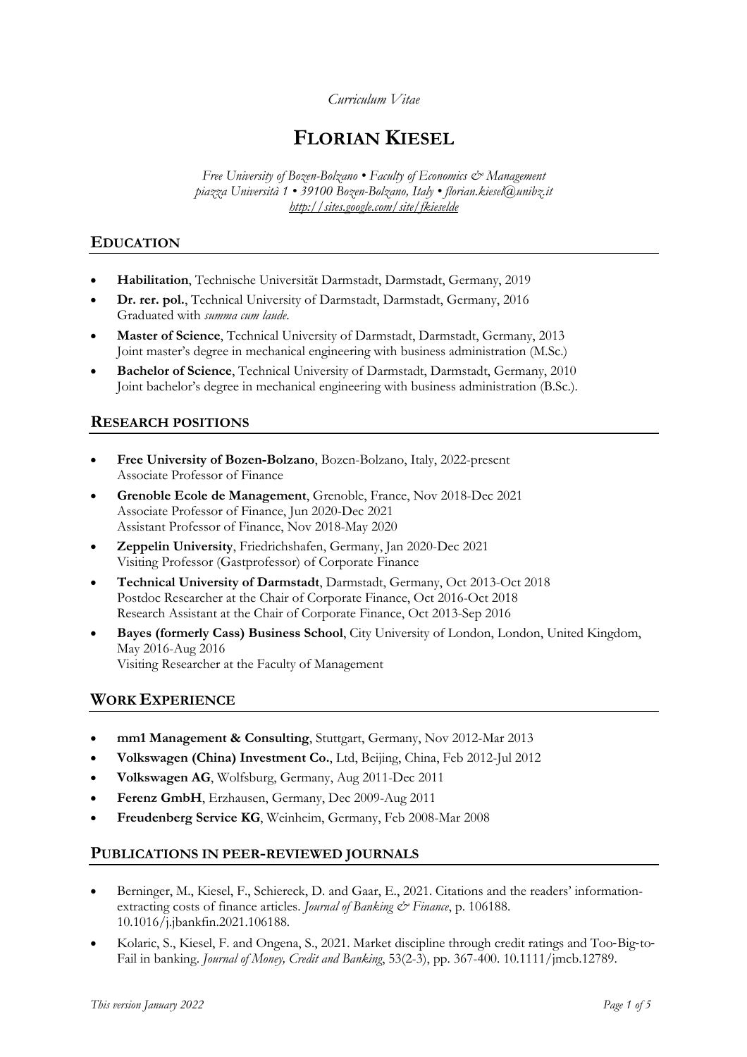*Curriculum Vitae*

# FLORIAN KIESEL

*Free University of Bozen-Bolzano • Faculty of Economics & Management*
*piazza Università 1 • 39100 Bozen-Bolzano, Italy • florian.kiesel@unibz.it*
*http://sites.google.com/site/fkieselde*

## EDUCATION

- **Habilitation**, Technische Universität Darmstadt, Darmstadt, Germany, 2019
- **Dr. rer. pol.**, Technical University of Darmstadt, Darmstadt, Germany, 2016
  Graduated with *summa cum laude*.
- **Master of Science**, Technical University of Darmstadt, Darmstadt, Germany, 2013
  Joint master's degree in mechanical engineering with business administration (M.Sc.)
- **Bachelor of Science**, Technical University of Darmstadt, Darmstadt, Germany, 2010
  Joint bachelor's degree in mechanical engineering with business administration (B.Sc.).

## RESEARCH POSITIONS

- **Free University of Bozen-Bolzano**, Bozen-Bolzano, Italy, 2022-present
  Associate Professor of Finance
- **Grenoble Ecole de Management**, Grenoble, France, Nov 2018-Dec 2021
  Associate Professor of Finance, Jun 2020-Dec 2021
  Assistant Professor of Finance, Nov 2018-May 2020
- **Zeppelin University**, Friedrichshafen, Germany, Jan 2020-Dec 2021
  Visiting Professor (Gastprofessor) of Corporate Finance
- **Technical University of Darmstadt**, Darmstadt, Germany, Oct 2013-Oct 2018
  Postdoc Researcher at the Chair of Corporate Finance, Oct 2016-Oct 2018
  Research Assistant at the Chair of Corporate Finance, Oct 2013-Sep 2016
- **Bayes (formerly Cass) Business School**, City University of London, London, United Kingdom, May 2016-Aug 2016
  Visiting Researcher at the Faculty of Management

## WORK EXPERIENCE

- **mm1 Management & Consulting**, Stuttgart, Germany, Nov 2012-Mar 2013
- **Volkswagen (China) Investment Co.**, Ltd, Beijing, China, Feb 2012-Jul 2012
- **Volkswagen AG**, Wolfsburg, Germany, Aug 2011-Dec 2011
- **Ferenz GmbH**, Erzhausen, Germany, Dec 2009-Aug 2011
- **Freudenberg Service KG**, Weinheim, Germany, Feb 2008-Mar 2008

## PUBLICATIONS IN PEER-REVIEWED JOURNALS

- Berninger, M., Kiesel, F., Schiereck, D. and Gaar, E., 2021. Citations and the readers' information-extracting costs of finance articles. *Journal of Banking & Finance*, p. 106188. 10.1016/j.jbankfin.2021.106188.
- Kolaric, S., Kiesel, F. and Ongena, S., 2021. Market discipline through credit ratings and Too-Big-to-Fail in banking. *Journal of Money, Credit and Banking*, 53(2-3), pp. 367-400. 10.1111/jmcb.12789.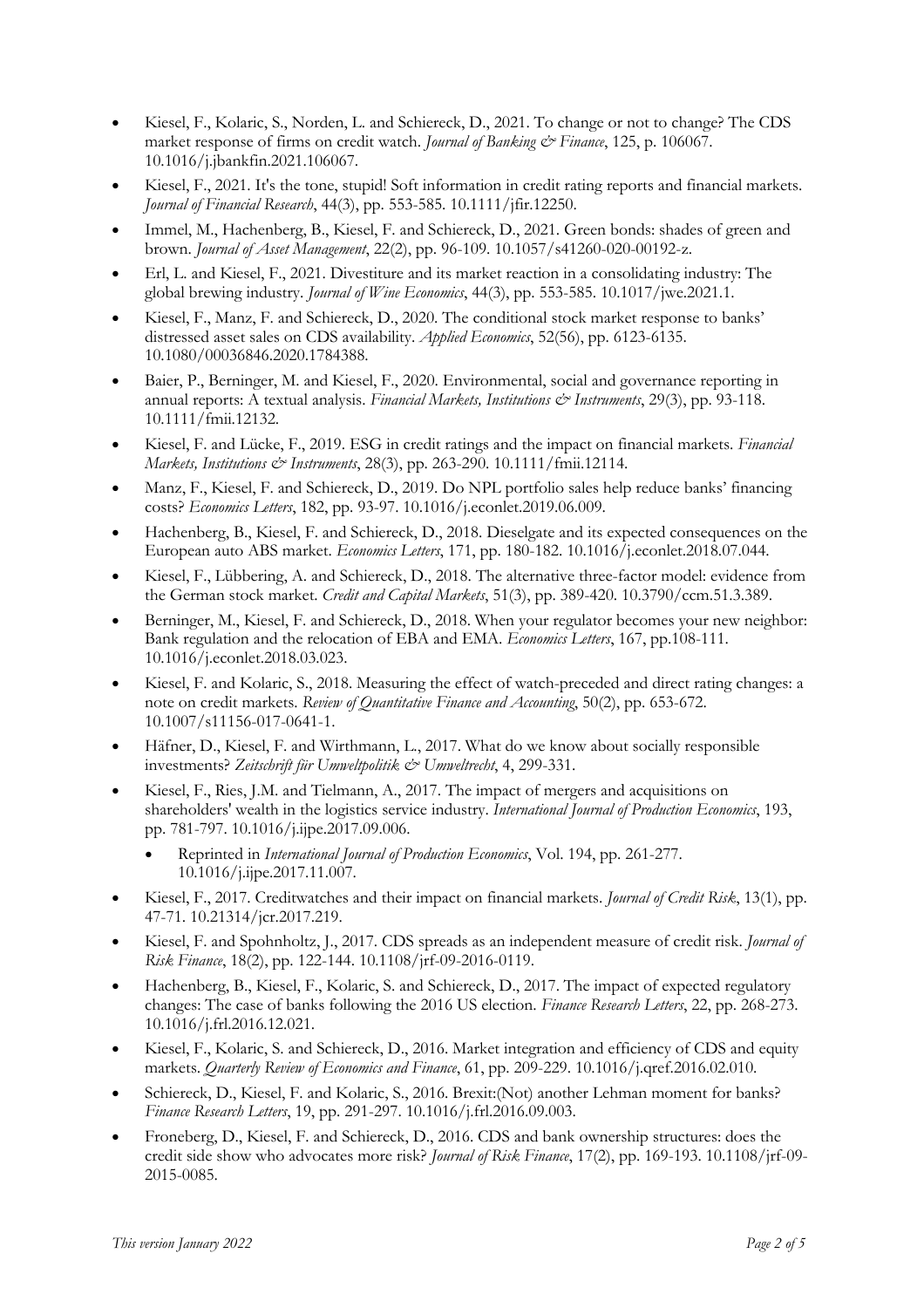- Kiesel, F., Kolaric, S., Norden, L. and Schiereck, D., 2021. To change or not to change? The CDS market response of firms on credit watch. *Journal of Banking & Finance*, 125, p. 106067. 10.1016/j.jbankfin.2021.106067.
- Kiesel, F., 2021. It's the tone, stupid! Soft information in credit rating reports and financial markets. *Journal of Financial Research*, 44(3), pp. 553-585. 10.1111/jfir.12250.
- Immel, M., Hachenberg, B., Kiesel, F. and Schiereck, D., 2021. Green bonds: shades of green and brown. *Journal of Asset Management*, 22(2), pp. 96-109. 10.1057/s41260-020-00192-z.
- Erl, L. and Kiesel, F., 2021. Divestiture and its market reaction in a consolidating industry: The global brewing industry. *Journal of Wine Economics*, 44(3), pp. 553-585. 10.1017/jwe.2021.1.
- Kiesel, F., Manz, F. and Schiereck, D., 2020. The conditional stock market response to banks' distressed asset sales on CDS availability. *Applied Economics*, 52(56), pp. 6123-6135. 10.1080/00036846.2020.1784388.
- Baier, P., Berninger, M. and Kiesel, F., 2020. Environmental, social and governance reporting in annual reports: A textual analysis. *Financial Markets, Institutions & Instruments*, 29(3), pp. 93-118. 10.1111/fmii.12132.
- Kiesel, F. and Lücke, F., 2019. ESG in credit ratings and the impact on financial markets. *Financial Markets, Institutions & Instruments*, 28(3), pp. 263-290. 10.1111/fmii.12114.
- Manz, F., Kiesel, F. and Schiereck, D., 2019. Do NPL portfolio sales help reduce banks' financing costs? *Economics Letters*, 182, pp. 93-97. 10.1016/j.econlet.2019.06.009.
- Hachenberg, B., Kiesel, F. and Schiereck, D., 2018. Dieselgate and its expected consequences on the European auto ABS market. *Economics Letters*, 171, pp. 180-182. 10.1016/j.econlet.2018.07.044.
- Kiesel, F., Lübbering, A. and Schiereck, D., 2018. The alternative three-factor model: evidence from the German stock market. *Credit and Capital Markets*, 51(3), pp. 389-420. 10.3790/ccm.51.3.389.
- Berninger, M., Kiesel, F. and Schiereck, D., 2018. When your regulator becomes your new neighbor: Bank regulation and the relocation of EBA and EMA. *Economics Letters*, 167, pp.108-111. 10.1016/j.econlet.2018.03.023.
- Kiesel, F. and Kolaric, S., 2018. Measuring the effect of watch-preceded and direct rating changes: a note on credit markets. *Review of Quantitative Finance and Accounting*, 50(2), pp. 653-672. 10.1007/s11156-017-0641-1.
- Häfner, D., Kiesel, F. and Wirthmann, L., 2017. What do we know about socially responsible investments? *Zeitschrift für Umweltpolitik & Umweltrecht*, 4, 299-331.
- Kiesel, F., Ries, J.M. and Tielmann, A., 2017. The impact of mergers and acquisitions on shareholders' wealth in the logistics service industry. *International Journal of Production Economics*, 193, pp. 781-797. 10.1016/j.ijpe.2017.09.006.
  - Reprinted in *International Journal of Production Economics*, Vol. 194, pp. 261-277. 10.1016/j.ijpe.2017.11.007.
- Kiesel, F., 2017. Creditwatches and their impact on financial markets. *Journal of Credit Risk*, 13(1), pp. 47-71. 10.21314/jcr.2017.219.
- Kiesel, F. and Spohnholtz, J., 2017. CDS spreads as an independent measure of credit risk. *Journal of Risk Finance*, 18(2), pp. 122-144. 10.1108/jrf-09-2016-0119.
- Hachenberg, B., Kiesel, F., Kolaric, S. and Schiereck, D., 2017. The impact of expected regulatory changes: The case of banks following the 2016 US election. *Finance Research Letters*, 22, pp. 268-273. 10.1016/j.frl.2016.12.021.
- Kiesel, F., Kolaric, S. and Schiereck, D., 2016. Market integration and efficiency of CDS and equity markets. *Quarterly Review of Economics and Finance*, 61, pp. 209-229. 10.1016/j.qref.2016.02.010.
- Schiereck, D., Kiesel, F. and Kolaric, S., 2016. Brexit:(Not) another Lehman moment for banks? *Finance Research Letters*, 19, pp. 291-297. 10.1016/j.frl.2016.09.003.
- Froneberg, D., Kiesel, F. and Schiereck, D., 2016. CDS and bank ownership structures: does the credit side show who advocates more risk? *Journal of Risk Finance*, 17(2), pp. 169-193. 10.1108/jrf-09-2015-0085.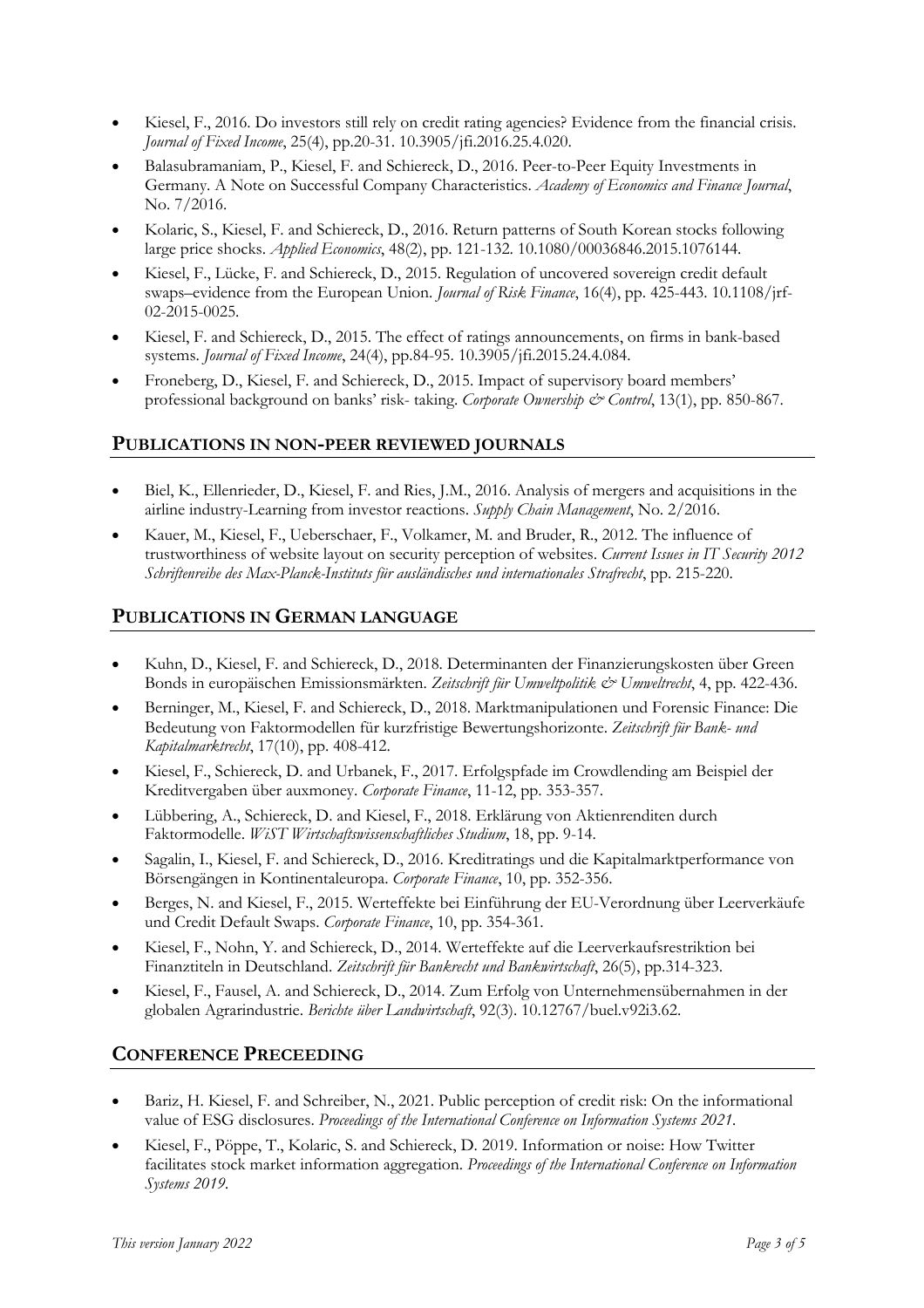- Kiesel, F., 2016. Do investors still rely on credit rating agencies? Evidence from the financial crisis. *Journal of Fixed Income*, 25(4), pp.20-31. 10.3905/jfi.2016.25.4.020.
- Balasubramaniam, P., Kiesel, F. and Schiereck, D., 2016. Peer-to-Peer Equity Investments in Germany. A Note on Successful Company Characteristics. *Academy of Economics and Finance Journal*, No. 7/2016.
- Kolaric, S., Kiesel, F. and Schiereck, D., 2016. Return patterns of South Korean stocks following large price shocks. *Applied Economics*, 48(2), pp. 121-132. 10.1080/00036846.2015.1076144.
- Kiesel, F., Lücke, F. and Schiereck, D., 2015. Regulation of uncovered sovereign credit default swaps–evidence from the European Union. *Journal of Risk Finance*, 16(4), pp. 425-443. 10.1108/jrf-02-2015-0025.
- Kiesel, F. and Schiereck, D., 2015. The effect of ratings announcements, on firms in bank-based systems. *Journal of Fixed Income*, 24(4), pp.84-95. 10.3905/jfi.2015.24.4.084.
- Froneberg, D., Kiesel, F. and Schiereck, D., 2015. Impact of supervisory board members' professional background on banks' risk- taking. *Corporate Ownership & Control*, 13(1), pp. 850-867.

## PUBLICATIONS IN NON-PEER REVIEWED JOURNALS

- Biel, K., Ellenrieder, D., Kiesel, F. and Ries, J.M., 2016. Analysis of mergers and acquisitions in the airline industry-Learning from investor reactions. *Supply Chain Management*, No. 2/2016.
- Kauer, M., Kiesel, F., Ueberschaer, F., Volkamer, M. and Bruder, R., 2012. The influence of trustworthiness of website layout on security perception of websites. *Current Issues in IT Security 2012 Schriftenreihe des Max-Planck-Instituts für ausländisches und internationales Strafrecht*, pp. 215-220.

## PUBLICATIONS IN GERMAN LANGUAGE

- Kuhn, D., Kiesel, F. and Schiereck, D., 2018. Determinanten der Finanzierungskosten über Green Bonds in europäischen Emissionsmärkten. *Zeitschrift für Umweltpolitik & Umweltrecht*, 4, pp. 422-436.
- Berninger, M., Kiesel, F. and Schiereck, D., 2018. Marktmanipulationen und Forensic Finance: Die Bedeutung von Faktormodellen für kurzfristige Bewertungshorizonte. *Zeitschrift für Bank- und Kapitalmarktrecht*, 17(10), pp. 408-412.
- Kiesel, F., Schiereck, D. and Urbanek, F., 2017. Erfolgspfade im Crowdlending am Beispiel der Kreditvergaben über auxmoney. *Corporate Finance*, 11-12, pp. 353-357.
- Lübbering, A., Schiereck, D. and Kiesel, F., 2018. Erklärung von Aktienrenditen durch Faktormodelle. *WiST Wirtschaftswissenschaftliches Studium*, 18, pp. 9-14.
- Sagalin, I., Kiesel, F. and Schiereck, D., 2016. Kreditratings und die Kapitalmarktperformance von Börsengängen in Kontinentaleuropa. *Corporate Finance*, 10, pp. 352-356.
- Berges, N. and Kiesel, F., 2015. Werteffekte bei Einführung der EU-Verordnung über Leerverkäufe und Credit Default Swaps. *Corporate Finance*, 10, pp. 354-361.
- Kiesel, F., Nohn, Y. and Schiereck, D., 2014. Werteffekte auf die Leerverkaufsrestriktion bei Finanztiteln in Deutschland. *Zeitschrift für Bankrecht und Bankwirtschaft*, 26(5), pp.314-323.
- Kiesel, F., Fausel, A. and Schiereck, D., 2014. Zum Erfolg von Unternehmensübernahmen in der globalen Agrarindustrie. *Berichte über Landwirtschaft*, 92(3). 10.12767/buel.v92i3.62.

## CONFERENCE PRECEEDING

- Bariz, H. Kiesel, F. and Schreiber, N., 2021. Public perception of credit risk: On the informational value of ESG disclosures. *Proceedings of the International Conference on Information Systems 2021*.
- Kiesel, F., Pöppe, T., Kolaric, S. and Schiereck, D. 2019. Information or noise: How Twitter facilitates stock market information aggregation. *Proceedings of the International Conference on Information Systems 2019*.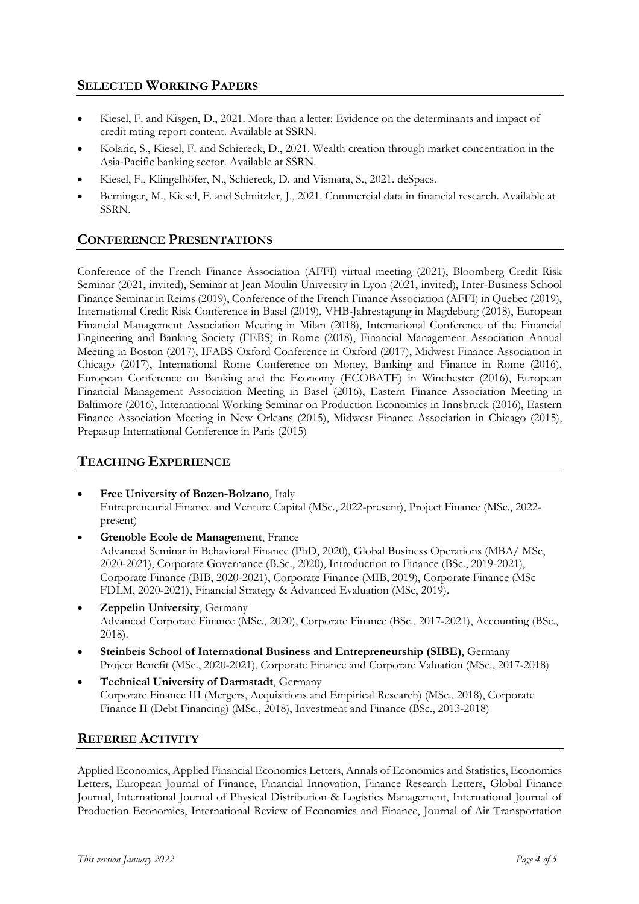## Selected Working Papers

- Kiesel, F. and Kisgen, D., 2021. More than a letter: Evidence on the determinants and impact of credit rating report content. Available at SSRN.
- Kolaric, S., Kiesel, F. and Schiereck, D., 2021. Wealth creation through market concentration in the Asia-Pacific banking sector. Available at SSRN.
- Kiesel, F., Klingelhöfer, N., Schiereck, D. and Vismara, S., 2021. deSpacs.
- Berninger, M., Kiesel, F. and Schnitzler, J., 2021. Commercial data in financial research. Available at SSRN.

## Conference Presentations

Conference of the French Finance Association (AFFI) virtual meeting (2021), Bloomberg Credit Risk Seminar (2021, invited), Seminar at Jean Moulin University in Lyon (2021, invited), Inter-Business School Finance Seminar in Reims (2019), Conference of the French Finance Association (AFFI) in Quebec (2019), International Credit Risk Conference in Basel (2019), VHB-Jahrestagung in Magdeburg (2018), European Financial Management Association Meeting in Milan (2018), International Conference of the Financial Engineering and Banking Society (FEBS) in Rome (2018), Financial Management Association Annual Meeting in Boston (2017), IFABS Oxford Conference in Oxford (2017), Midwest Finance Association in Chicago (2017), International Rome Conference on Money, Banking and Finance in Rome (2016), European Conference on Banking and the Economy (ECOBATE) in Winchester (2016), European Financial Management Association Meeting in Basel (2016), Eastern Finance Association Meeting in Baltimore (2016), International Working Seminar on Production Economics in Innsbruck (2016), Eastern Finance Association Meeting in New Orleans (2015), Midwest Finance Association in Chicago (2015), Prepasup International Conference in Paris (2015)

## Teaching Experience

- **Free University of Bozen-Bolzano**, Italy
  Entrepreneurial Finance and Venture Capital (MSc., 2022-present), Project Finance (MSc., 2022-present)
- **Grenoble Ecole de Management**, France
  Advanced Seminar in Behavioral Finance (PhD, 2020), Global Business Operations (MBA/ MSc, 2020-2021), Corporate Governance (B.Sc., 2020), Introduction to Finance (BSc., 2019-2021), Corporate Finance (BIB, 2020-2021), Corporate Finance (MIB, 2019), Corporate Finance (MSc FDLM, 2020-2021), Financial Strategy & Advanced Evaluation (MSc, 2019).
- **Zeppelin University**, Germany
  Advanced Corporate Finance (MSc., 2020), Corporate Finance (BSc., 2017-2021), Accounting (BSc., 2018).
- **Steinbeis School of International Business and Entrepreneurship (SIBE)**, Germany
  Project Benefit (MSc., 2020-2021), Corporate Finance and Corporate Valuation (MSc., 2017-2018)
- **Technical University of Darmstadt**, Germany
  Corporate Finance III (Mergers, Acquisitions and Empirical Research) (MSc., 2018), Corporate Finance II (Debt Financing) (MSc., 2018), Investment and Finance (BSc., 2013-2018)

## Referee Activity

Applied Economics, Applied Financial Economics Letters, Annals of Economics and Statistics, Economics Letters, European Journal of Finance, Financial Innovation, Finance Research Letters, Global Finance Journal, International Journal of Physical Distribution & Logistics Management, International Journal of Production Economics, International Review of Economics and Finance, Journal of Air Transportation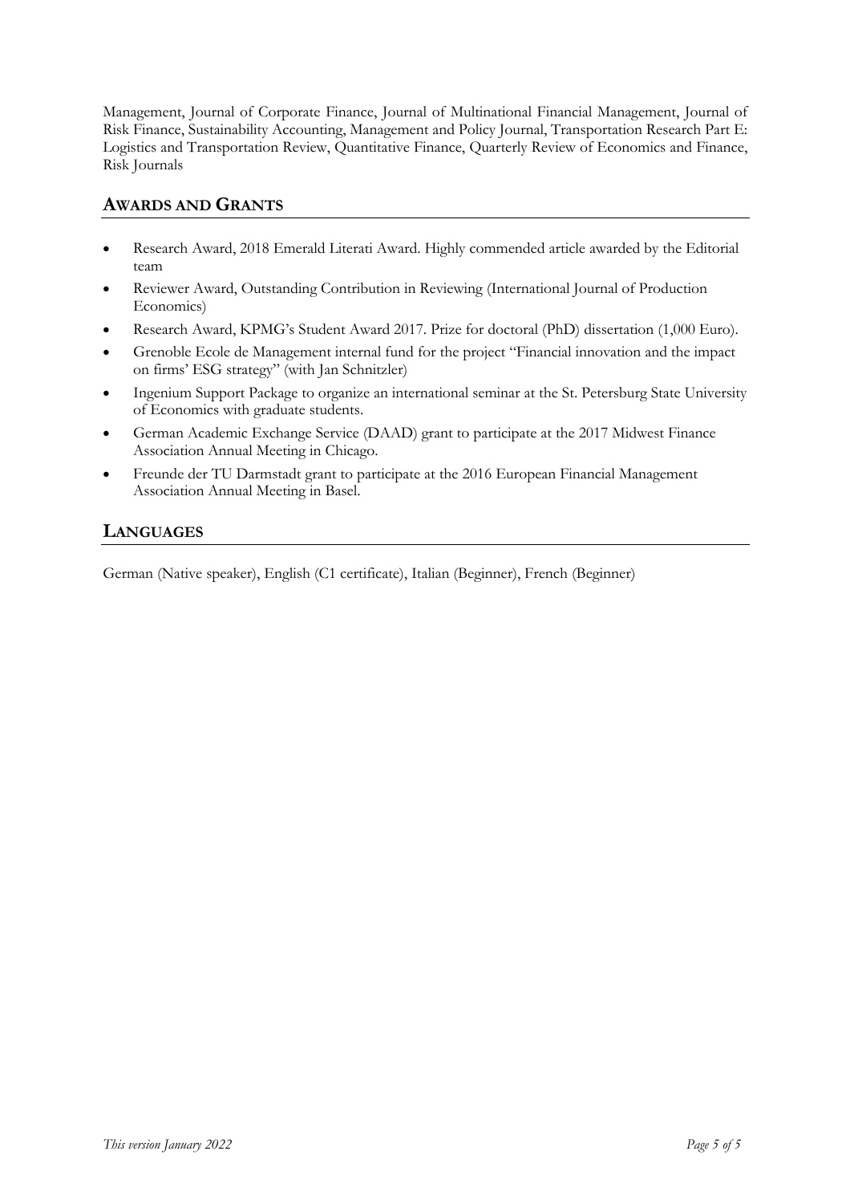Management, Journal of Corporate Finance, Journal of Multinational Financial Management, Journal of Risk Finance, Sustainability Accounting, Management and Policy Journal, Transportation Research Part E: Logistics and Transportation Review, Quantitative Finance, Quarterly Review of Economics and Finance, Risk Journals

## AWARDS AND GRANTS

- Research Award, 2018 Emerald Literati Award. Highly commended article awarded by the Editorial team
- Reviewer Award, Outstanding Contribution in Reviewing (International Journal of Production Economics)
- Research Award, KPMG's Student Award 2017. Prize for doctoral (PhD) dissertation (1,000 Euro).
- Grenoble Ecole de Management internal fund for the project "Financial innovation and the impact on firms' ESG strategy" (with Jan Schnitzler)
- Ingenium Support Package to organize an international seminar at the St. Petersburg State University of Economics with graduate students.
- German Academic Exchange Service (DAAD) grant to participate at the 2017 Midwest Finance Association Annual Meeting in Chicago.
- Freunde der TU Darmstadt grant to participate at the 2016 European Financial Management Association Annual Meeting in Basel.

## LANGUAGES

German (Native speaker), English (C1 certificate), Italian (Beginner), French (Beginner)